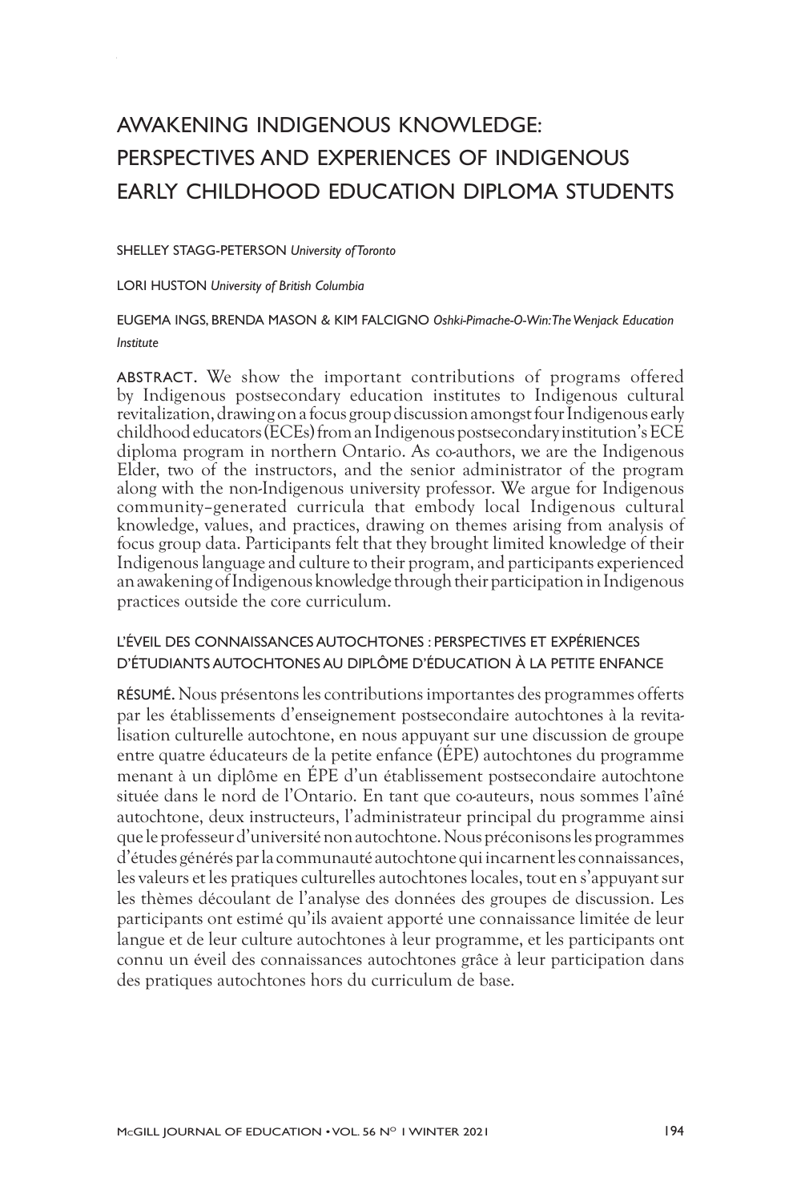# AWAKENING INDIGENOUS KNOWLEDGE: PERSPECTIVES AND EXPERIENCES OF INDIGENOUS EARLY CHILDHOOD EDUCATION DIPLOMA STUDENTS

SHELLEY STAGG-PETERSON *University of Toronto*

LORI HUSTON *University of British Columbia*

EUGEMA INGS, BRENDA MASON & KIM FALCIGNO *Oshki-Pimache-O-Win: The Wenjack Education Institute*

ABSTRACT. We show the important contributions of programs offered by Indigenous postsecondary education institutes to Indigenous cultural revitalization, drawing on a focus group discussion amongst four Indigenous early childhood educators (ECEs) from an Indigenous postsecondary institution's ECE diploma program in northern Ontario. As co-authors, we are the Indigenous Elder, two of the instructors, and the senior administrator of the program along with the non-Indigenous university professor. We argue for Indigenous community–generated curricula that embody local Indigenous cultural knowledge, values, and practices, drawing on themes arising from analysis of focus group data. Participants felt that they brought limited knowledge of their Indigenous language and culture to their program, and participants experienced an awakening of Indigenous knowledge through their participation in Indigenous practices outside the core curriculum.

## L'ÉVEIL DES CONNAISSANCES AUTOCHTONES : PERSPECTIVES ET EXPÉRIENCES D'ÉTUDIANTS AUTOCHTONES AU DIPLÔME D'ÉDUCATION À LA PETITE ENFANCE

RÉSUMÉ. Nous présentons les contributions importantes des programmes offerts par les établissements d'enseignement postsecondaire autochtones à la revitalisation culturelle autochtone, en nous appuyant sur une discussion de groupe entre quatre éducateurs de la petite enfance (ÉPE) autochtones du programme menant à un diplôme en ÉPE d'un établissement postsecondaire autochtone située dans le nord de l'Ontario. En tant que co-auteurs, nous sommes l'aîné autochtone, deux instructeurs, l'administrateur principal du programme ainsi que le professeur d'université non autochtone. Nous préconisons les programmes d'études générés par la communauté autochtone qui incarnent les connaissances, les valeurs et les pratiques culturelles autochtones locales, tout en s'appuyant sur les thèmes découlant de l'analyse des données des groupes de discussion. Les participants ont estimé qu'ils avaient apporté une connaissance limitée de leur langue et de leur culture autochtones à leur programme, et les participants ont connu un éveil des connaissances autochtones grâce à leur participation dans des pratiques autochtones hors du curriculum de base.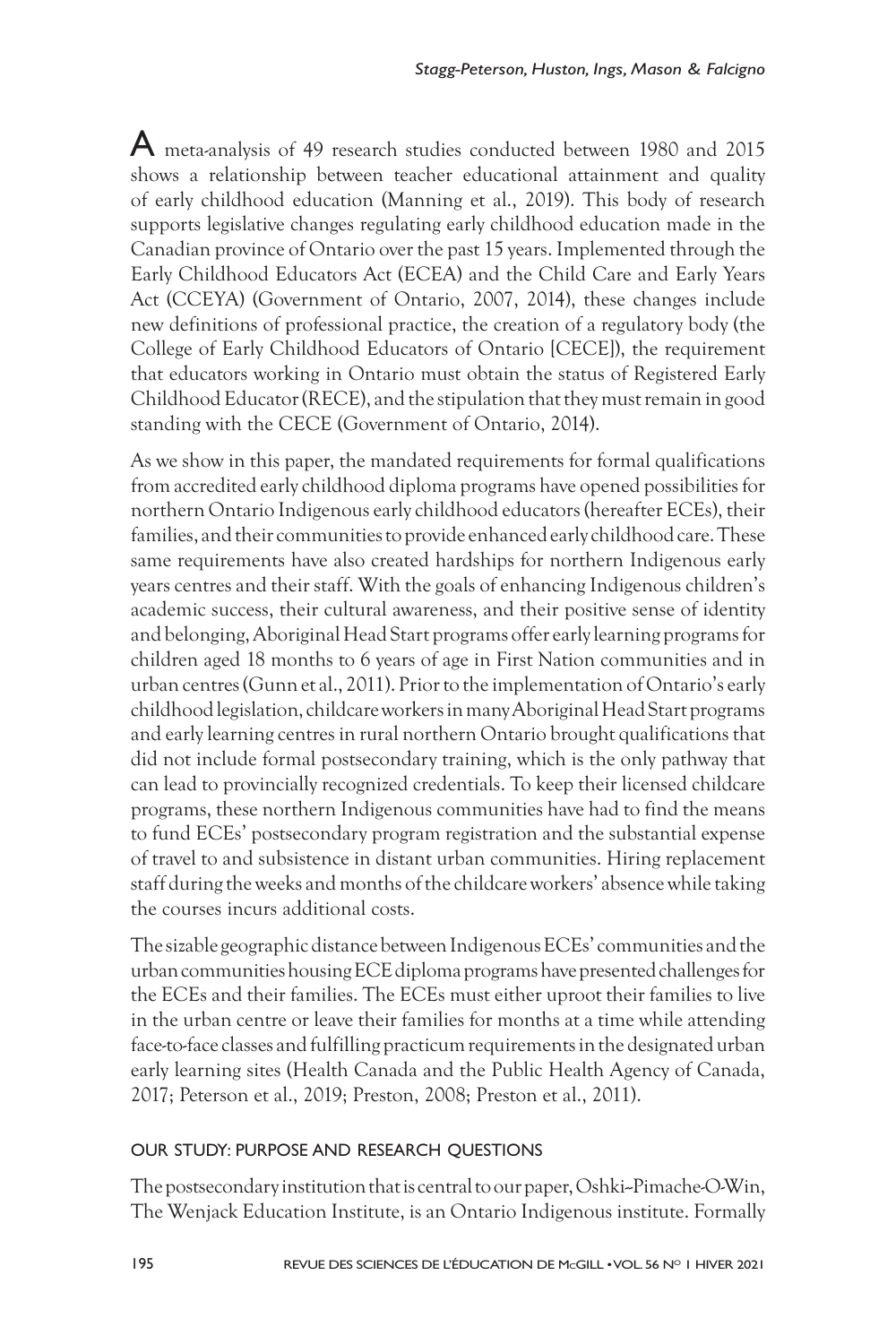A meta-analysis of 49 research studies conducted between 1980 and 2015 shows a relationship between teacher educational attainment and quality of early childhood education (Manning et al., 2019). This body of research supports legislative changes regulating early childhood education made in the Canadian province of Ontario over the past 15 years. Implemented through the Early Childhood Educators Act (ECEA) and the Child Care and Early Years Act (CCEYA) (Government of Ontario, 2007, 2014), these changes include new definitions of professional practice, the creation of a regulatory body (the College of Early Childhood Educators of Ontario [CECE]), the requirement that educators working in Ontario must obtain the status of Registered Early Childhood Educator (RECE), and the stipulation that they must remain in good standing with the CECE (Government of Ontario, 2014).

As we show in this paper, the mandated requirements for formal qualifications from accredited early childhood diploma programs have opened possibilities for northern Ontario Indigenous early childhood educators (hereafter ECEs), their families, and their communities to provide enhanced early childhood care. These same requirements have also created hardships for northern Indigenous early years centres and their staff. With the goals of enhancing Indigenous children's academic success, their cultural awareness, and their positive sense of identity and belonging, Aboriginal Head Start programs offer early learning programs for children aged 18 months to 6 years of age in First Nation communities and in urban centres (Gunn et al., 2011). Prior to the implementation of Ontario's early childhood legislation, childcare workers in many Aboriginal Head Start programs and early learning centres in rural northern Ontario brought qualifications that did not include formal postsecondary training, which is the only pathway that can lead to provincially recognized credentials. To keep their licensed childcare programs, these northern Indigenous communities have had to find the means to fund ECEs' postsecondary program registration and the substantial expense of travel to and subsistence in distant urban communities. Hiring replacement staff during the weeks and months of the childcare workers' absence while taking the courses incurs additional costs.

The sizable geographic distance between Indigenous ECEs' communities and the urban communities housing ECE diploma programs have presented challenges for the ECEs and their families. The ECEs must either uproot their families to live in the urban centre or leave their families for months at a time while attending face-to-face classes and fulfilling practicum requirements in the designated urban early learning sites (Health Canada and the Public Health Agency of Canada, 2017; Peterson et al., 2019; Preston, 2008; Preston et al., 2011).

## OUR STUDY: PURPOSE AND RESEARCH QUESTIONS

The postsecondary institution that is central to our paper, Oshki-Pimache-O-Win, The Wenjack Education Institute, is an Ontario Indigenous institute. Formally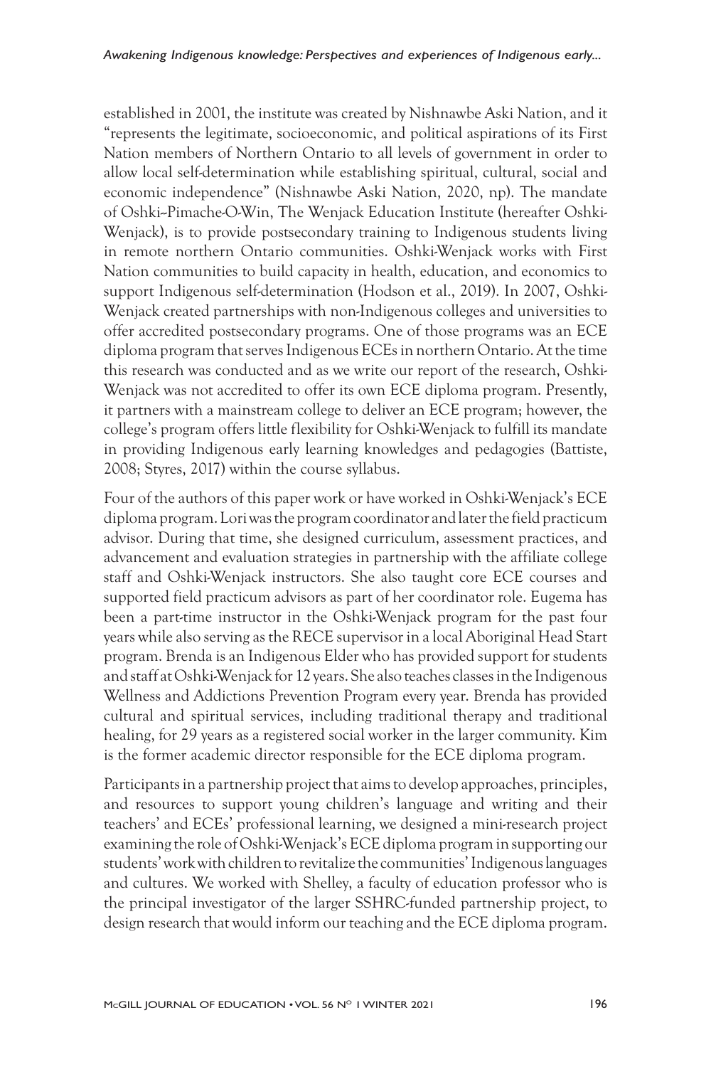established in 2001, the institute was created by Nishnawbe Aski Nation, and it "represents the legitimate, socioeconomic, and political aspirations of its First Nation members of Northern Ontario to all levels of government in order to allow local self-determination while establishing spiritual, cultural, social and economic independence" (Nishnawbe Aski Nation, 2020, np). The mandate of Oshki-Pimache-O-Win, The Wenjack Education Institute (hereafter Oshki-Wenjack), is to provide postsecondary training to Indigenous students living in remote northern Ontario communities. Oshki-Wenjack works with First Nation communities to build capacity in health, education, and economics to support Indigenous self-determination (Hodson et al., 2019). In 2007, Oshki-Wenjack created partnerships with non-Indigenous colleges and universities to offer accredited postsecondary programs. One of those programs was an ECE diploma program that serves Indigenous ECEs in northern Ontario. At the time this research was conducted and as we write our report of the research, Oshki-Wenjack was not accredited to offer its own ECE diploma program. Presently, it partners with a mainstream college to deliver an ECE program; however, the college's program offers little flexibility for Oshki-Wenjack to fulfill its mandate in providing Indigenous early learning knowledges and pedagogies (Battiste, 2008; Styres, 2017) within the course syllabus.

Four of the authors of this paper work or have worked in Oshki-Wenjack's ECE diploma program. Lori was the program coordinator and later the field practicum advisor. During that time, she designed curriculum, assessment practices, and advancement and evaluation strategies in partnership with the affiliate college staff and Oshki-Wenjack instructors. She also taught core ECE courses and supported field practicum advisors as part of her coordinator role. Eugema has been a part-time instructor in the Oshki-Wenjack program for the past four years while also serving as the RECE supervisor in a local Aboriginal Head Start program. Brenda is an Indigenous Elder who has provided support for students and staff at Oshki-Wenjack for 12 years. She also teaches classes in the Indigenous Wellness and Addictions Prevention Program every year. Brenda has provided cultural and spiritual services, including traditional therapy and traditional healing, for 29 years as a registered social worker in the larger community. Kim is the former academic director responsible for the ECE diploma program.

Participants in a partnership project that aims to develop approaches, principles, and resources to support young children's language and writing and their teachers' and ECEs' professional learning, we designed a mini-research project examining the role of Oshki-Wenjack's ECE diploma program in supporting our students' work with children to revitalize the communities' Indigenous languages and cultures. We worked with Shelley, a faculty of education professor who is the principal investigator of the larger SSHRC-funded partnership project, to design research that would inform our teaching and the ECE diploma program.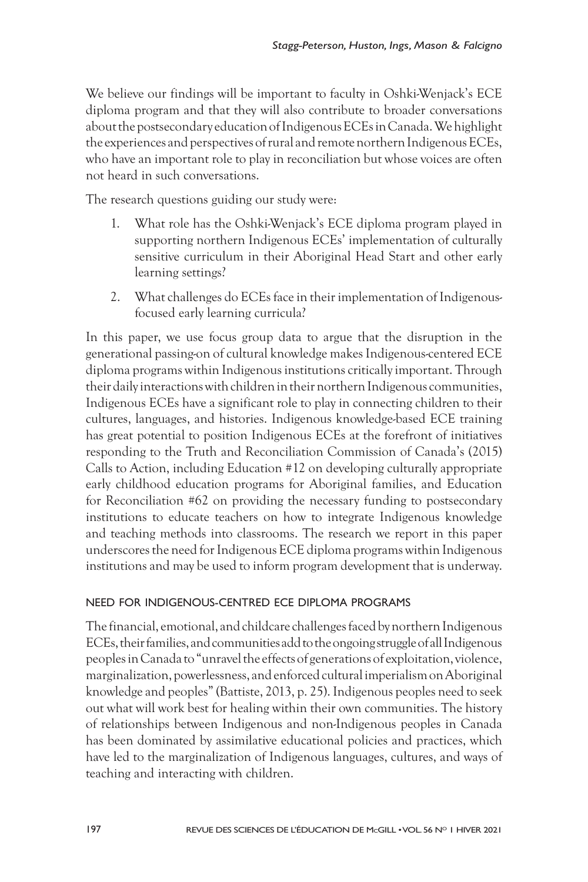We believe our findings will be important to faculty in Oshki-Wenjack's ECE diploma program and that they will also contribute to broader conversations about the postsecondary education of Indigenous ECEs in Canada. We highlight the experiences and perspectives of rural and remote northern Indigenous ECEs, who have an important role to play in reconciliation but whose voices are often not heard in such conversations.

The research questions guiding our study were:

1. What role has the Oshki-Wenjack's ECE diploma program played in supporting northern Indigenous ECEs' implementation of culturally sensitive curriculum in their Aboriginal Head Start and other early learning settings?
2. What challenges do ECEs face in their implementation of Indigenous-focused early learning curricula?

In this paper, we use focus group data to argue that the disruption in the generational passing-on of cultural knowledge makes Indigenous-centered ECE diploma programs within Indigenous institutions critically important. Through their daily interactions with children in their northern Indigenous communities, Indigenous ECEs have a significant role to play in connecting children to their cultures, languages, and histories. Indigenous knowledge-based ECE training has great potential to position Indigenous ECEs at the forefront of initiatives responding to the Truth and Reconciliation Commission of Canada's (2015) Calls to Action, including Education #12 on developing culturally appropriate early childhood education programs for Aboriginal families, and Education for Reconciliation #62 on providing the necessary funding to postsecondary institutions to educate teachers on how to integrate Indigenous knowledge and teaching methods into classrooms. The research we report in this paper underscores the need for Indigenous ECE diploma programs within Indigenous institutions and may be used to inform program development that is underway.

## NEED FOR INDIGENOUS-CENTRED ECE DIPLOMA PROGRAMS

The financial, emotional, and childcare challenges faced by northern Indigenous ECEs, their families, and communities add to the ongoing struggle of all Indigenous peoples in Canada to "unravel the effects of generations of exploitation, violence, marginalization, powerlessness, and enforced cultural imperialism on Aboriginal knowledge and peoples" (Battiste, 2013, p. 25). Indigenous peoples need to seek out what will work best for healing within their own communities. The history of relationships between Indigenous and non-Indigenous peoples in Canada has been dominated by assimilative educational policies and practices, which have led to the marginalization of Indigenous languages, cultures, and ways of teaching and interacting with children.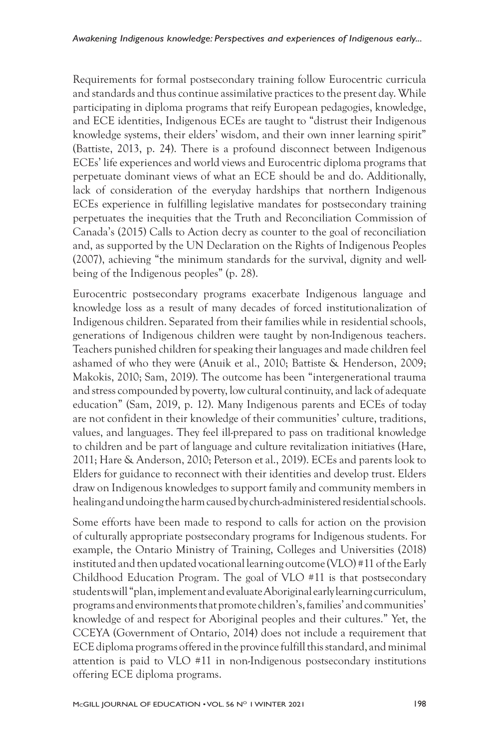Requirements for formal postsecondary training follow Eurocentric curricula and standards and thus continue assimilative practices to the present day. While participating in diploma programs that reify European pedagogies, knowledge, and ECE identities, Indigenous ECEs are taught to "distrust their Indigenous knowledge systems, their elders' wisdom, and their own inner learning spirit" (Battiste, 2013, p. 24). There is a profound disconnect between Indigenous ECEs' life experiences and world views and Eurocentric diploma programs that perpetuate dominant views of what an ECE should be and do. Additionally, lack of consideration of the everyday hardships that northern Indigenous ECEs experience in fulfilling legislative mandates for postsecondary training perpetuates the inequities that the Truth and Reconciliation Commission of Canada's (2015) Calls to Action decry as counter to the goal of reconciliation and, as supported by the UN Declaration on the Rights of Indigenous Peoples (2007), achieving "the minimum standards for the survival, dignity and well-being of the Indigenous peoples" (p. 28).

Eurocentric postsecondary programs exacerbate Indigenous language and knowledge loss as a result of many decades of forced institutionalization of Indigenous children. Separated from their families while in residential schools, generations of Indigenous children were taught by non-Indigenous teachers. Teachers punished children for speaking their languages and made children feel ashamed of who they were (Anuik et al., 2010; Battiste & Henderson, 2009; Makokis, 2010; Sam, 2019). The outcome has been "intergenerational trauma and stress compounded by poverty, low cultural continuity, and lack of adequate education" (Sam, 2019, p. 12). Many Indigenous parents and ECEs of today are not confident in their knowledge of their communities' culture, traditions, values, and languages. They feel ill-prepared to pass on traditional knowledge to children and be part of language and culture revitalization initiatives (Hare, 2011; Hare & Anderson, 2010; Peterson et al., 2019). ECEs and parents look to Elders for guidance to reconnect with their identities and develop trust. Elders draw on Indigenous knowledges to support family and community members in healing and undoing the harm caused by church-administered residential schools.

Some efforts have been made to respond to calls for action on the provision of culturally appropriate postsecondary programs for Indigenous students. For example, the Ontario Ministry of Training, Colleges and Universities (2018) instituted and then updated vocational learning outcome (VLO) #11 of the Early Childhood Education Program. The goal of VLO #11 is that postsecondary students will "plan, implement and evaluate Aboriginal early learning curriculum, programs and environments that promote children's, families' and communities' knowledge of and respect for Aboriginal peoples and their cultures." Yet, the CCEYA (Government of Ontario, 2014) does not include a requirement that ECE diploma programs offered in the province fulfill this standard, and minimal attention is paid to VLO #11 in non-Indigenous postsecondary institutions offering ECE diploma programs.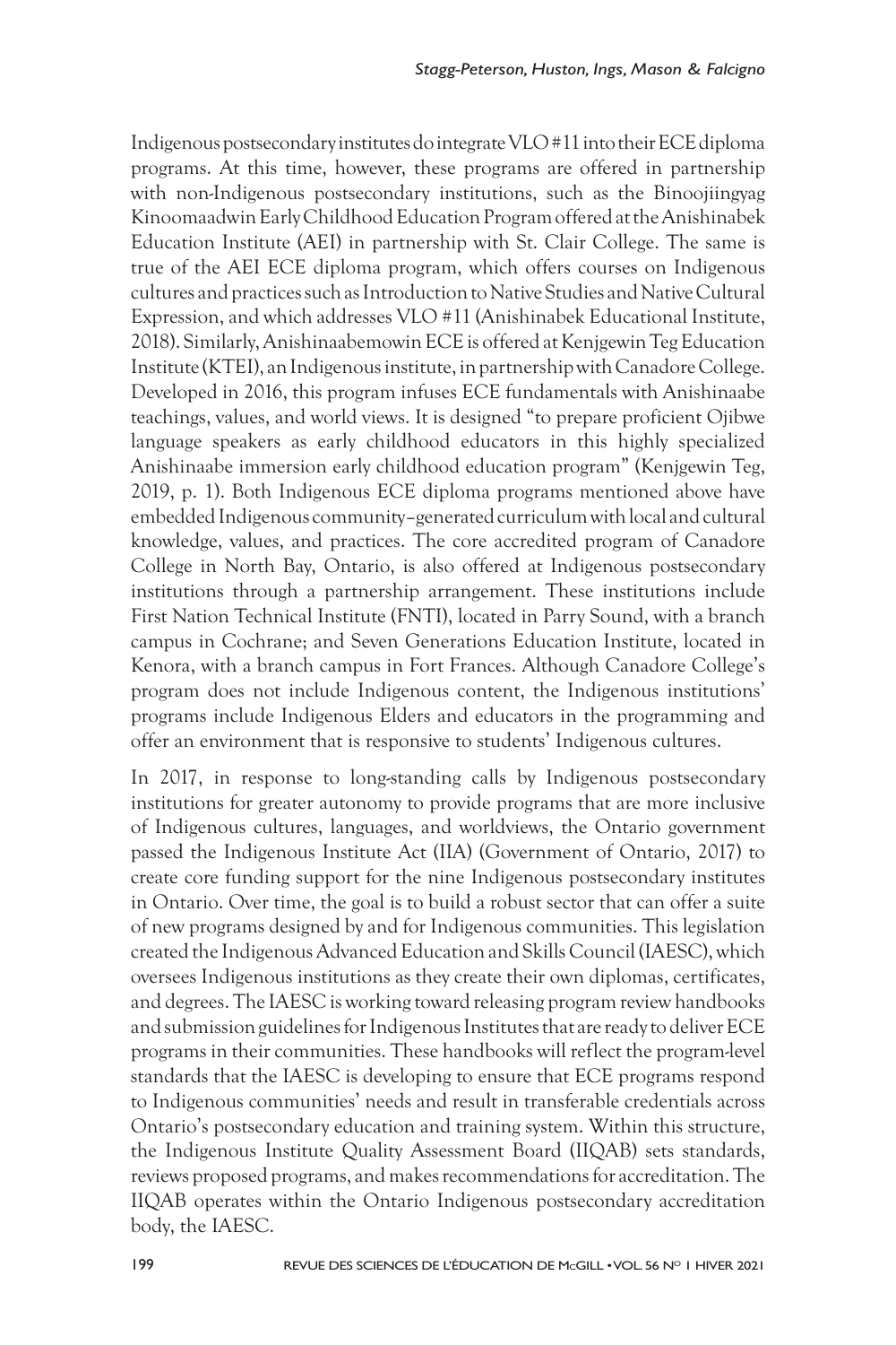Indigenous postsecondary institutes do integrate VLO #11 into their ECE diploma programs. At this time, however, these programs are offered in partnership with non-Indigenous postsecondary institutions, such as the Binoojiingyag Kinoomaadwin Early Childhood Education Program offered at the Anishinabek Education Institute (AEI) in partnership with St. Clair College. The same is true of the AEI ECE diploma program, which offers courses on Indigenous cultures and practices such as Introduction to Native Studies and Native Cultural Expression, and which addresses VLO #11 (Anishinabek Educational Institute, 2018). Similarly, Anishinaabemowin ECE is offered at Kenjgewin Teg Education Institute (KTEI), an Indigenous institute, in partnership with Canadore College. Developed in 2016, this program infuses ECE fundamentals with Anishinaabe teachings, values, and world views. It is designed "to prepare proficient Ojibwe language speakers as early childhood educators in this highly specialized Anishinaabe immersion early childhood education program" (Kenjgewin Teg, 2019, p. 1). Both Indigenous ECE diploma programs mentioned above have embedded Indigenous community–generated curriculum with local and cultural knowledge, values, and practices. The core accredited program of Canadore College in North Bay, Ontario, is also offered at Indigenous postsecondary institutions through a partnership arrangement. These institutions include First Nation Technical Institute (FNTI), located in Parry Sound, with a branch campus in Cochrane; and Seven Generations Education Institute, located in Kenora, with a branch campus in Fort Frances. Although Canadore College's program does not include Indigenous content, the Indigenous institutions' programs include Indigenous Elders and educators in the programming and offer an environment that is responsive to students' Indigenous cultures.

In 2017, in response to long-standing calls by Indigenous postsecondary institutions for greater autonomy to provide programs that are more inclusive of Indigenous cultures, languages, and worldviews, the Ontario government passed the Indigenous Institute Act (IIA) (Government of Ontario, 2017) to create core funding support for the nine Indigenous postsecondary institutes in Ontario. Over time, the goal is to build a robust sector that can offer a suite of new programs designed by and for Indigenous communities. This legislation created the Indigenous Advanced Education and Skills Council (IAESC), which oversees Indigenous institutions as they create their own diplomas, certificates, and degrees. The IAESC is working toward releasing program review handbooks and submission guidelines for Indigenous Institutes that are ready to deliver ECE programs in their communities. These handbooks will reflect the program-level standards that the IAESC is developing to ensure that ECE programs respond to Indigenous communities' needs and result in transferable credentials across Ontario's postsecondary education and training system. Within this structure, the Indigenous Institute Quality Assessment Board (IIQAB) sets standards, reviews proposed programs, and makes recommendations for accreditation. The IIQAB operates within the Ontario Indigenous postsecondary accreditation body, the IAESC.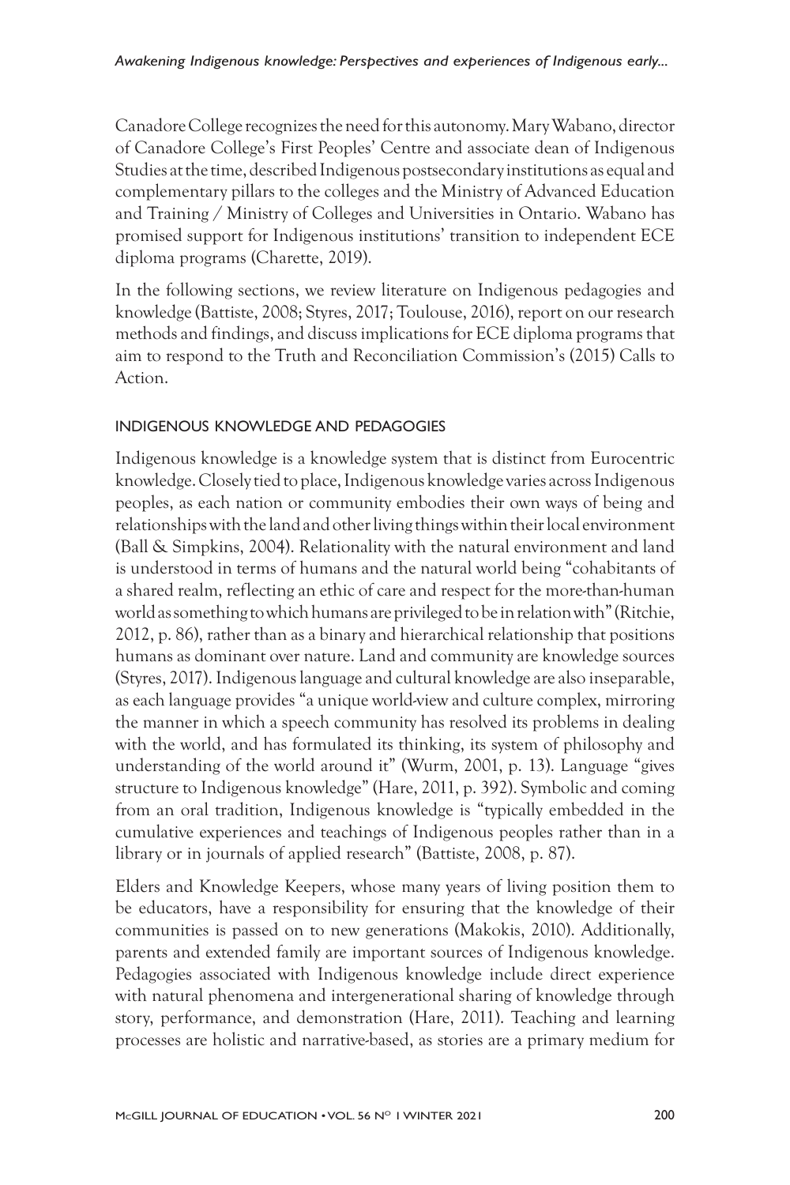Canadore College recognizes the need for this autonomy. Mary Wabano, director of Canadore College's First Peoples' Centre and associate dean of Indigenous Studies at the time, described Indigenous postsecondary institutions as equal and complementary pillars to the colleges and the Ministry of Advanced Education and Training / Ministry of Colleges and Universities in Ontario. Wabano has promised support for Indigenous institutions' transition to independent ECE diploma programs (Charette, 2019).

In the following sections, we review literature on Indigenous pedagogies and knowledge (Battiste, 2008; Styres, 2017; Toulouse, 2016), report on our research methods and findings, and discuss implications for ECE diploma programs that aim to respond to the Truth and Reconciliation Commission's (2015) Calls to Action.

## INDIGENOUS KNOWLEDGE AND PEDAGOGIES

Indigenous knowledge is a knowledge system that is distinct from Eurocentric knowledge. Closely tied to place, Indigenous knowledge varies across Indigenous peoples, as each nation or community embodies their own ways of being and relationships with the land and other living things within their local environment (Ball & Simpkins, 2004). Relationality with the natural environment and land is understood in terms of humans and the natural world being "cohabitants of a shared realm, reflecting an ethic of care and respect for the more-than-human world as something to which humans are privileged to be in relation with" (Ritchie, 2012, p. 86), rather than as a binary and hierarchical relationship that positions humans as dominant over nature. Land and community are knowledge sources (Styres, 2017). Indigenous language and cultural knowledge are also inseparable, as each language provides "a unique world-view and culture complex, mirroring the manner in which a speech community has resolved its problems in dealing with the world, and has formulated its thinking, its system of philosophy and understanding of the world around it" (Wurm, 2001, p. 13). Language "gives structure to Indigenous knowledge" (Hare, 2011, p. 392). Symbolic and coming from an oral tradition, Indigenous knowledge is "typically embedded in the cumulative experiences and teachings of Indigenous peoples rather than in a library or in journals of applied research" (Battiste, 2008, p. 87).

Elders and Knowledge Keepers, whose many years of living position them to be educators, have a responsibility for ensuring that the knowledge of their communities is passed on to new generations (Makokis, 2010). Additionally, parents and extended family are important sources of Indigenous knowledge. Pedagogies associated with Indigenous knowledge include direct experience with natural phenomena and intergenerational sharing of knowledge through story, performance, and demonstration (Hare, 2011). Teaching and learning processes are holistic and narrative-based, as stories are a primary medium for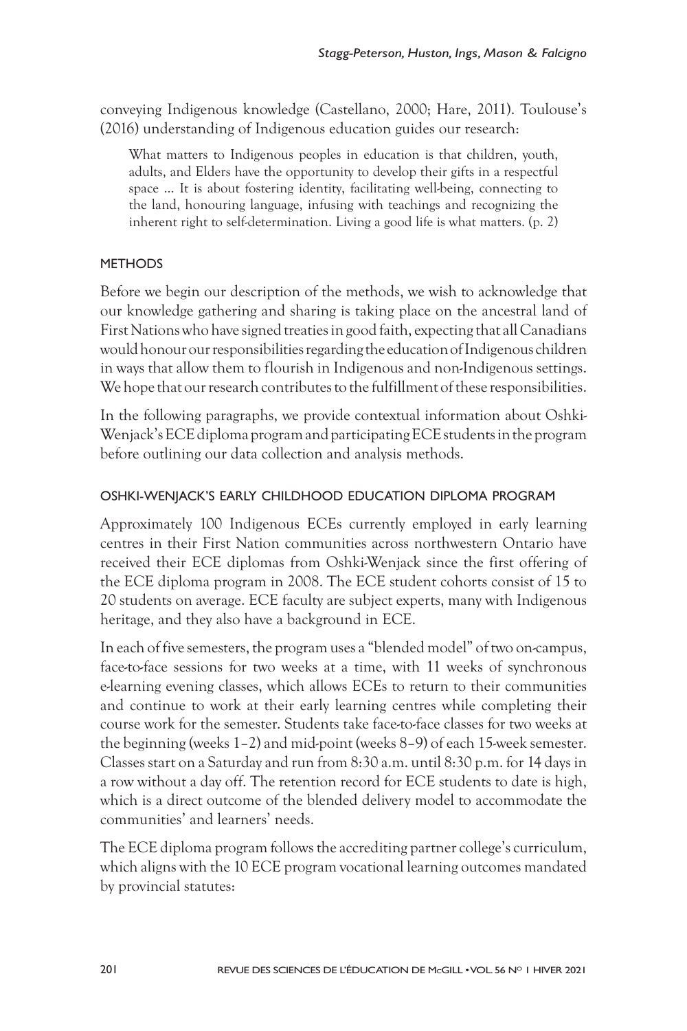conveying Indigenous knowledge (Castellano, 2000; Hare, 2011). Toulouse's (2016) understanding of Indigenous education guides our research:

> What matters to Indigenous peoples in education is that children, youth, adults, and Elders have the opportunity to develop their gifts in a respectful space ... It is about fostering identity, facilitating well-being, connecting to the land, honouring language, infusing with teachings and recognizing the inherent right to self-determination. Living a good life is what matters. (p. 2)

## METHODS

Before we begin our description of the methods, we wish to acknowledge that our knowledge gathering and sharing is taking place on the ancestral land of First Nations who have signed treaties in good faith, expecting that all Canadians would honour our responsibilities regarding the education of Indigenous children in ways that allow them to flourish in Indigenous and non-Indigenous settings. We hope that our research contributes to the fulfillment of these responsibilities.

In the following paragraphs, we provide contextual information about Oshki-Wenjack's ECE diploma program and participating ECE students in the program before outlining our data collection and analysis methods.

### OSHKI-WENJACK'S EARLY CHILDHOOD EDUCATION DIPLOMA PROGRAM

Approximately 100 Indigenous ECEs currently employed in early learning centres in their First Nation communities across northwestern Ontario have received their ECE diplomas from Oshki-Wenjack since the first offering of the ECE diploma program in 2008. The ECE student cohorts consist of 15 to 20 students on average. ECE faculty are subject experts, many with Indigenous heritage, and they also have a background in ECE.

In each of five semesters, the program uses a "blended model" of two on-campus, face-to-face sessions for two weeks at a time, with 11 weeks of synchronous e-learning evening classes, which allows ECEs to return to their communities and continue to work at their early learning centres while completing their course work for the semester. Students take face-to-face classes for two weeks at the beginning (weeks 1–2) and mid-point (weeks 8–9) of each 15-week semester. Classes start on a Saturday and run from 8:30 a.m. until 8:30 p.m. for 14 days in a row without a day off. The retention record for ECE students to date is high, which is a direct outcome of the blended delivery model to accommodate the communities' and learners' needs.

The ECE diploma program follows the accrediting partner college's curriculum, which aligns with the 10 ECE program vocational learning outcomes mandated by provincial statutes: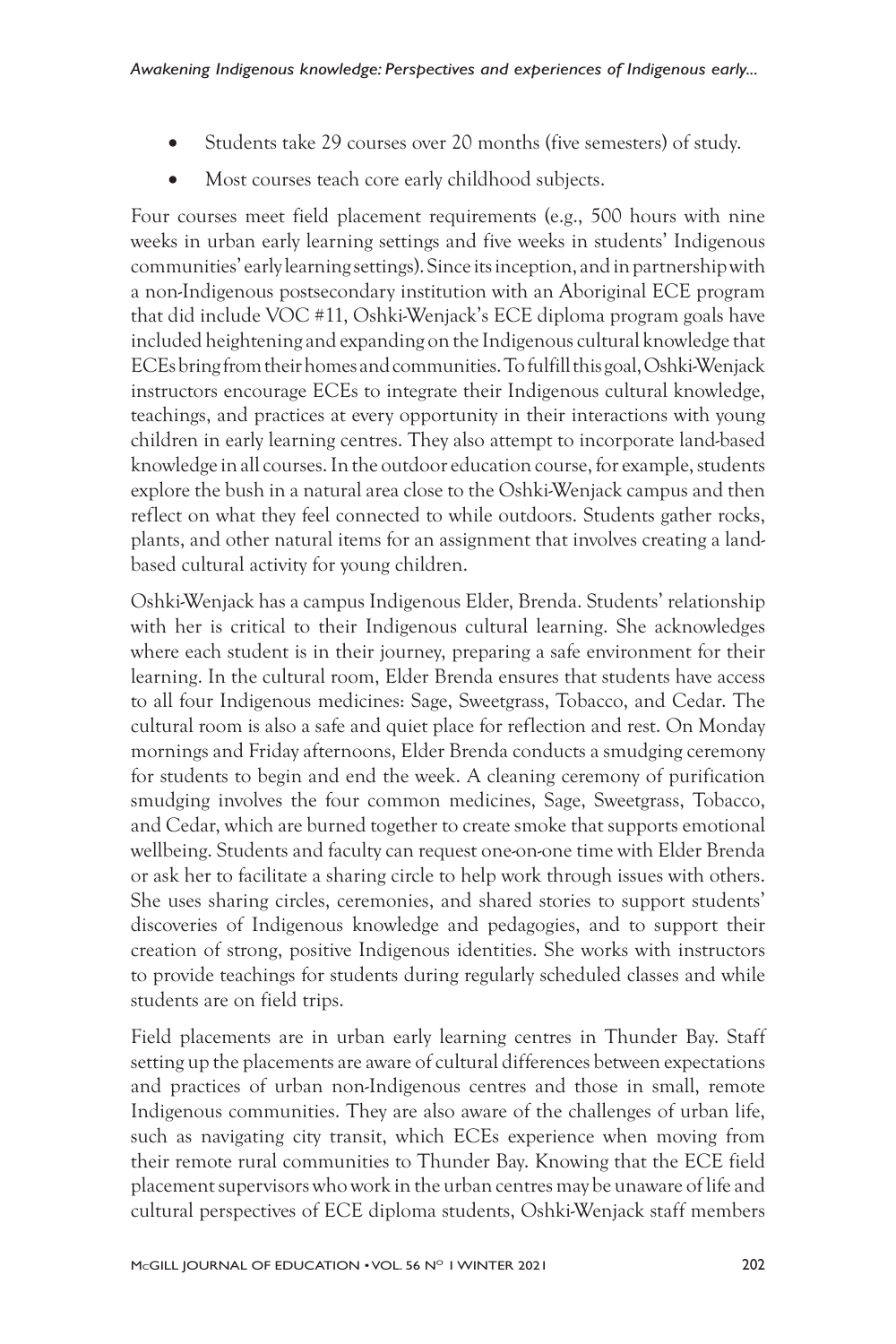- Students take 29 courses over 20 months (five semesters) of study.
- Most courses teach core early childhood subjects.

Four courses meet field placement requirements (e.g., 500 hours with nine weeks in urban early learning settings and five weeks in students' Indigenous communities' early learning settings). Since its inception, and in partnership with a non-Indigenous postsecondary institution with an Aboriginal ECE program that did include VOC #11, Oshki-Wenjack's ECE diploma program goals have included heightening and expanding on the Indigenous cultural knowledge that ECEs bring from their homes and communities. To fulfill this goal, Oshki-Wenjack instructors encourage ECEs to integrate their Indigenous cultural knowledge, teachings, and practices at every opportunity in their interactions with young children in early learning centres. They also attempt to incorporate land-based knowledge in all courses. In the outdoor education course, for example, students explore the bush in a natural area close to the Oshki-Wenjack campus and then reflect on what they feel connected to while outdoors. Students gather rocks, plants, and other natural items for an assignment that involves creating a land-based cultural activity for young children.

Oshki-Wenjack has a campus Indigenous Elder, Brenda. Students' relationship with her is critical to their Indigenous cultural learning. She acknowledges where each student is in their journey, preparing a safe environment for their learning. In the cultural room, Elder Brenda ensures that students have access to all four Indigenous medicines: Sage, Sweetgrass, Tobacco, and Cedar. The cultural room is also a safe and quiet place for reflection and rest. On Monday mornings and Friday afternoons, Elder Brenda conducts a smudging ceremony for students to begin and end the week. A cleaning ceremony of purification smudging involves the four common medicines, Sage, Sweetgrass, Tobacco, and Cedar, which are burned together to create smoke that supports emotional wellbeing. Students and faculty can request one-on-one time with Elder Brenda or ask her to facilitate a sharing circle to help work through issues with others. She uses sharing circles, ceremonies, and shared stories to support students' discoveries of Indigenous knowledge and pedagogies, and to support their creation of strong, positive Indigenous identities. She works with instructors to provide teachings for students during regularly scheduled classes and while students are on field trips.

Field placements are in urban early learning centres in Thunder Bay. Staff setting up the placements are aware of cultural differences between expectations and practices of urban non-Indigenous centres and those in small, remote Indigenous communities. They are also aware of the challenges of urban life, such as navigating city transit, which ECEs experience when moving from their remote rural communities to Thunder Bay. Knowing that the ECE field placement supervisors who work in the urban centres may be unaware of life and cultural perspectives of ECE diploma students, Oshki-Wenjack staff members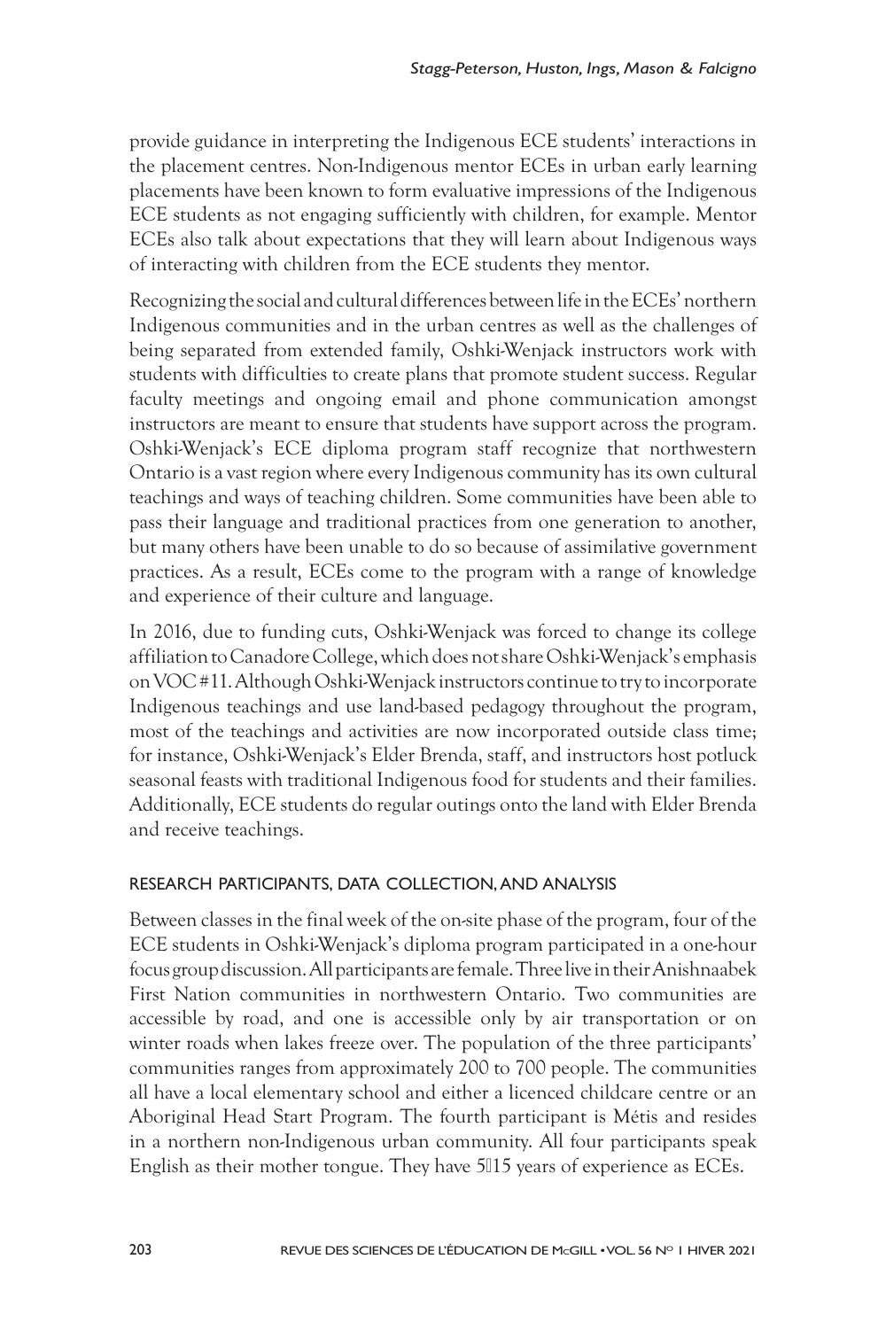provide guidance in interpreting the Indigenous ECE students' interactions in the placement centres. Non-Indigenous mentor ECEs in urban early learning placements have been known to form evaluative impressions of the Indigenous ECE students as not engaging sufficiently with children, for example. Mentor ECEs also talk about expectations that they will learn about Indigenous ways of interacting with children from the ECE students they mentor.

Recognizing the social and cultural differences between life in the ECEs' northern Indigenous communities and in the urban centres as well as the challenges of being separated from extended family, Oshki-Wenjack instructors work with students with difficulties to create plans that promote student success. Regular faculty meetings and ongoing email and phone communication amongst instructors are meant to ensure that students have support across the program. Oshki-Wenjack's ECE diploma program staff recognize that northwestern Ontario is a vast region where every Indigenous community has its own cultural teachings and ways of teaching children. Some communities have been able to pass their language and traditional practices from one generation to another, but many others have been unable to do so because of assimilative government practices. As a result, ECEs come to the program with a range of knowledge and experience of their culture and language.

In 2016, due to funding cuts, Oshki-Wenjack was forced to change its college affiliation to Canadore College, which does not share Oshki-Wenjack's emphasis on VOC #11. Although Oshki-Wenjack instructors continue to try to incorporate Indigenous teachings and use land-based pedagogy throughout the program, most of the teachings and activities are now incorporated outside class time; for instance, Oshki-Wenjack's Elder Brenda, staff, and instructors host potluck seasonal feasts with traditional Indigenous food for students and their families. Additionally, ECE students do regular outings onto the land with Elder Brenda and receive teachings.

### RESEARCH PARTICIPANTS, DATA COLLECTION, AND ANALYSIS

Between classes in the final week of the on-site phase of the program, four of the ECE students in Oshki-Wenjack's diploma program participated in a one-hour focus group discussion. All participants are female. Three live in their Anishnaabek First Nation communities in northwestern Ontario. Two communities are accessible by road, and one is accessible only by air transportation or on winter roads when lakes freeze over. The population of the three participants' communities ranges from approximately 200 to 700 people. The communities all have a local elementary school and either a licenced childcare centre or an Aboriginal Head Start Program. The fourth participant is Métis and resides in a northern non-Indigenous urban community. All four participants speak English as their mother tongue. They have 5–15 years of experience as ECEs.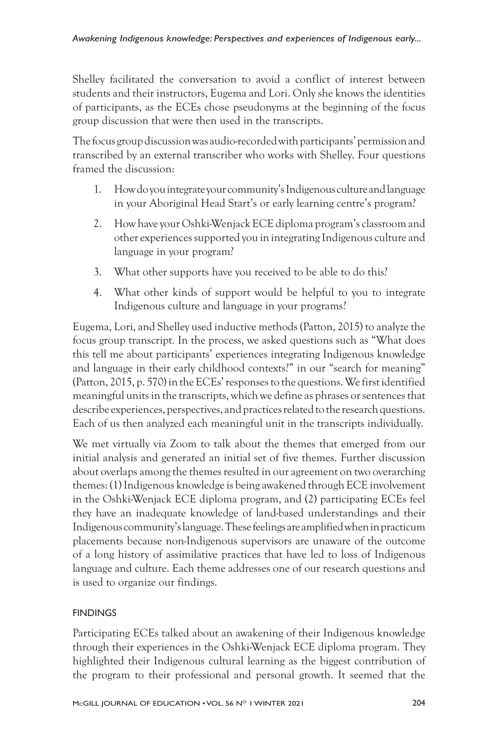Shelley facilitated the conversation to avoid a conflict of interest between students and their instructors, Eugema and Lori. Only she knows the identities of participants, as the ECEs chose pseudonyms at the beginning of the focus group discussion that were then used in the transcripts.

The focus group discussion was audio-recorded with participants' permission and transcribed by an external transcriber who works with Shelley. Four questions framed the discussion:

1. How do you integrate your community's Indigenous culture and language in your Aboriginal Head Start's or early learning centre's program?
2. How have your Oshki-Wenjack ECE diploma program's classroom and other experiences supported you in integrating Indigenous culture and language in your program?
3. What other supports have you received to be able to do this?
4. What other kinds of support would be helpful to you to integrate Indigenous culture and language in your programs?

Eugema, Lori, and Shelley used inductive methods (Patton, 2015) to analyze the focus group transcript. In the process, we asked questions such as "What does this tell me about participants' experiences integrating Indigenous knowledge and language in their early childhood contexts?" in our "search for meaning" (Patton, 2015, p. 570) in the ECEs' responses to the questions. We first identified meaningful units in the transcripts, which we define as phrases or sentences that describe experiences, perspectives, and practices related to the research questions. Each of us then analyzed each meaningful unit in the transcripts individually.

We met virtually via Zoom to talk about the themes that emerged from our initial analysis and generated an initial set of five themes. Further discussion about overlaps among the themes resulted in our agreement on two overarching themes: (1) Indigenous knowledge is being awakened through ECE involvement in the Oshki-Wenjack ECE diploma program, and (2) participating ECEs feel they have an inadequate knowledge of land-based understandings and their Indigenous community's language. These feelings are amplified when in practicum placements because non-Indigenous supervisors are unaware of the outcome of a long history of assimilative practices that have led to loss of Indigenous language and culture. Each theme addresses one of our research questions and is used to organize our findings.

## FINDINGS

Participating ECEs talked about an awakening of their Indigenous knowledge through their experiences in the Oshki-Wenjack ECE diploma program. They highlighted their Indigenous cultural learning as the biggest contribution of the program to their professional and personal growth. It seemed that the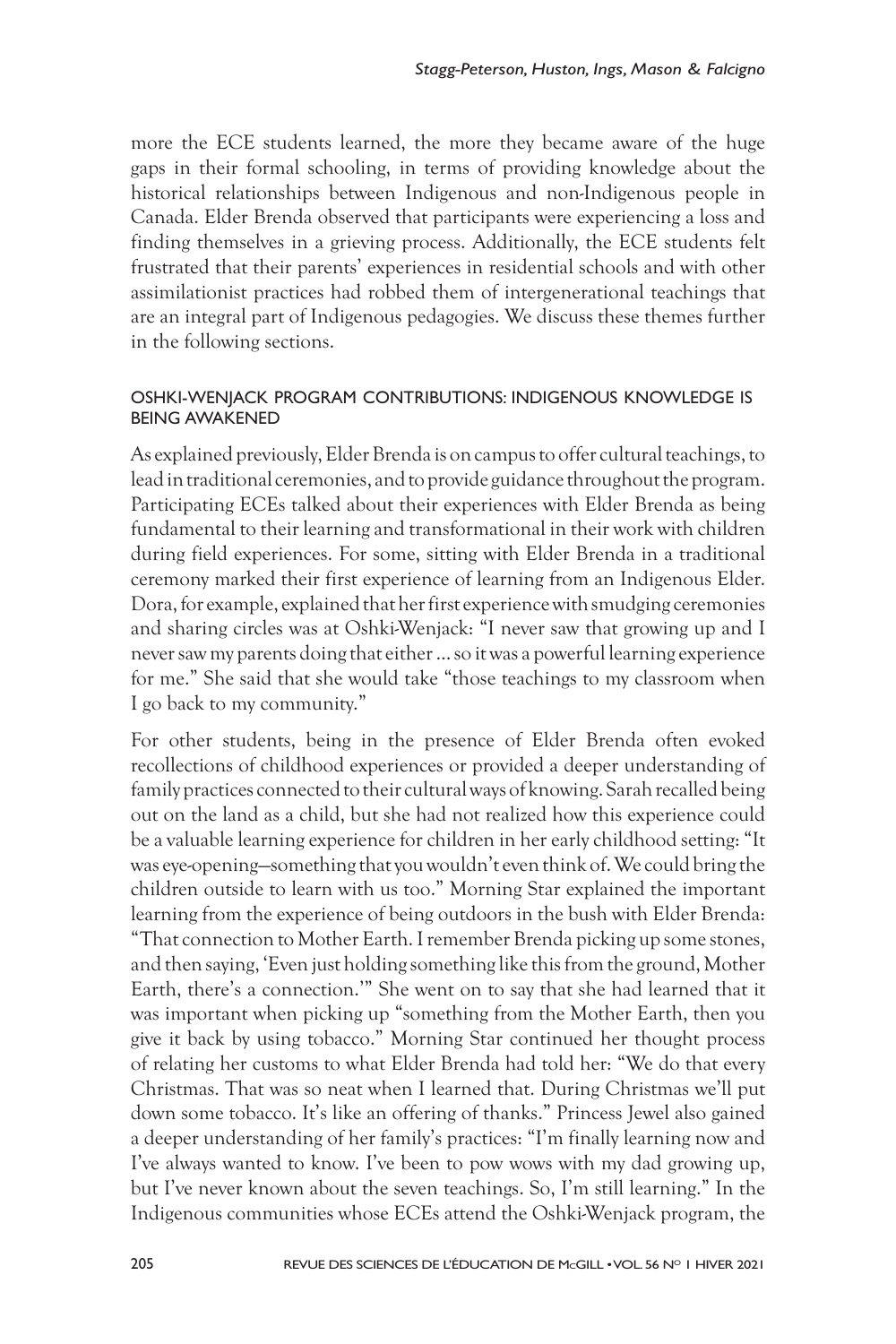more the ECE students learned, the more they became aware of the huge gaps in their formal schooling, in terms of providing knowledge about the historical relationships between Indigenous and non-Indigenous people in Canada. Elder Brenda observed that participants were experiencing a loss and finding themselves in a grieving process. Additionally, the ECE students felt frustrated that their parents' experiences in residential schools and with other assimilationist practices had robbed them of intergenerational teachings that are an integral part of Indigenous pedagogies. We discuss these themes further in the following sections.

### OSHKI-WENJACK PROGRAM CONTRIBUTIONS: INDIGENOUS KNOWLEDGE IS BEING AWAKENED

As explained previously, Elder Brenda is on campus to offer cultural teachings, to lead in traditional ceremonies, and to provide guidance throughout the program. Participating ECEs talked about their experiences with Elder Brenda as being fundamental to their learning and transformational in their work with children during field experiences. For some, sitting with Elder Brenda in a traditional ceremony marked their first experience of learning from an Indigenous Elder. Dora, for example, explained that her first experience with smudging ceremonies and sharing circles was at Oshki-Wenjack: "I never saw that growing up and I never saw my parents doing that either ... so it was a powerful learning experience for me." She said that she would take "those teachings to my classroom when I go back to my community."

For other students, being in the presence of Elder Brenda often evoked recollections of childhood experiences or provided a deeper understanding of family practices connected to their cultural ways of knowing. Sarah recalled being out on the land as a child, but she had not realized how this experience could be a valuable learning experience for children in her early childhood setting: "It was eye-opening—something that you wouldn't even think of. We could bring the children outside to learn with us too." Morning Star explained the important learning from the experience of being outdoors in the bush with Elder Brenda: "That connection to Mother Earth. I remember Brenda picking up some stones, and then saying, 'Even just holding something like this from the ground, Mother Earth, there's a connection.'" She went on to say that she had learned that it was important when picking up "something from the Mother Earth, then you give it back by using tobacco." Morning Star continued her thought process of relating her customs to what Elder Brenda had told her: "We do that every Christmas. That was so neat when I learned that. During Christmas we'll put down some tobacco. It's like an offering of thanks." Princess Jewel also gained a deeper understanding of her family's practices: "I'm finally learning now and I've always wanted to know. I've been to pow wows with my dad growing up, but I've never known about the seven teachings. So, I'm still learning." In the Indigenous communities whose ECEs attend the Oshki-Wenjack program, the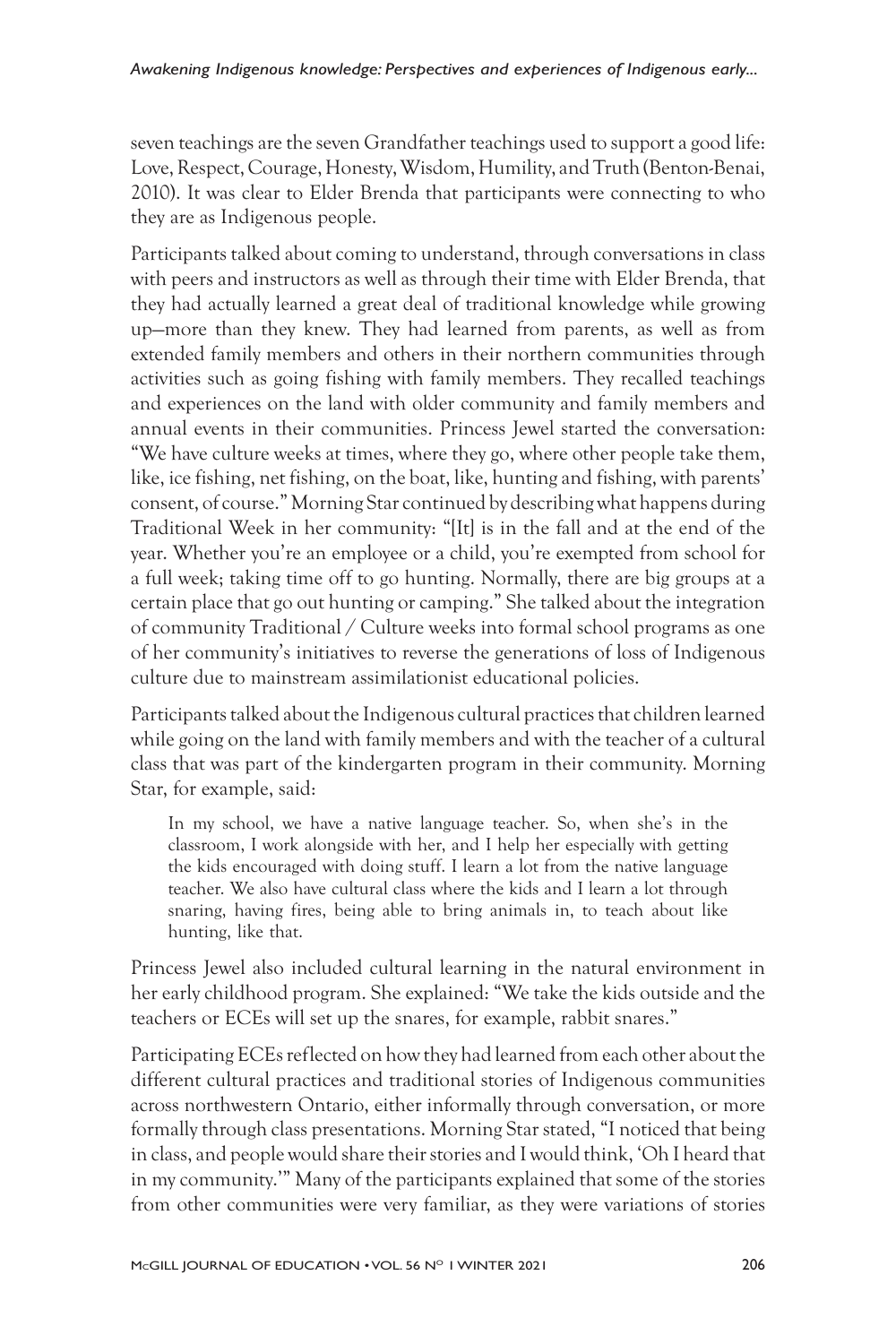seven teachings are the seven Grandfather teachings used to support a good life: Love, Respect, Courage, Honesty, Wisdom, Humility, and Truth (Benton-Benai, 2010). It was clear to Elder Brenda that participants were connecting to who they are as Indigenous people.

Participants talked about coming to understand, through conversations in class with peers and instructors as well as through their time with Elder Brenda, that they had actually learned a great deal of traditional knowledge while growing up—more than they knew. They had learned from parents, as well as from extended family members and others in their northern communities through activities such as going fishing with family members. They recalled teachings and experiences on the land with older community and family members and annual events in their communities. Princess Jewel started the conversation: "We have culture weeks at times, where they go, where other people take them, like, ice fishing, net fishing, on the boat, like, hunting and fishing, with parents' consent, of course." Morning Star continued by describing what happens during Traditional Week in her community: "[It] is in the fall and at the end of the year. Whether you're an employee or a child, you're exempted from school for a full week; taking time off to go hunting. Normally, there are big groups at a certain place that go out hunting or camping." She talked about the integration of community Traditional / Culture weeks into formal school programs as one of her community's initiatives to reverse the generations of loss of Indigenous culture due to mainstream assimilationist educational policies.

Participants talked about the Indigenous cultural practices that children learned while going on the land with family members and with the teacher of a cultural class that was part of the kindergarten program in their community. Morning Star, for example, said:

> In my school, we have a native language teacher. So, when she's in the classroom, I work alongside with her, and I help her especially with getting the kids encouraged with doing stuff. I learn a lot from the native language teacher. We also have cultural class where the kids and I learn a lot through snaring, having fires, being able to bring animals in, to teach about like hunting, like that.

Princess Jewel also included cultural learning in the natural environment in her early childhood program. She explained: "We take the kids outside and the teachers or ECEs will set up the snares, for example, rabbit snares."

Participating ECEs reflected on how they had learned from each other about the different cultural practices and traditional stories of Indigenous communities across northwestern Ontario, either informally through conversation, or more formally through class presentations. Morning Star stated, "I noticed that being in class, and people would share their stories and I would think, 'Oh I heard that in my community.'" Many of the participants explained that some of the stories from other communities were very familiar, as they were variations of stories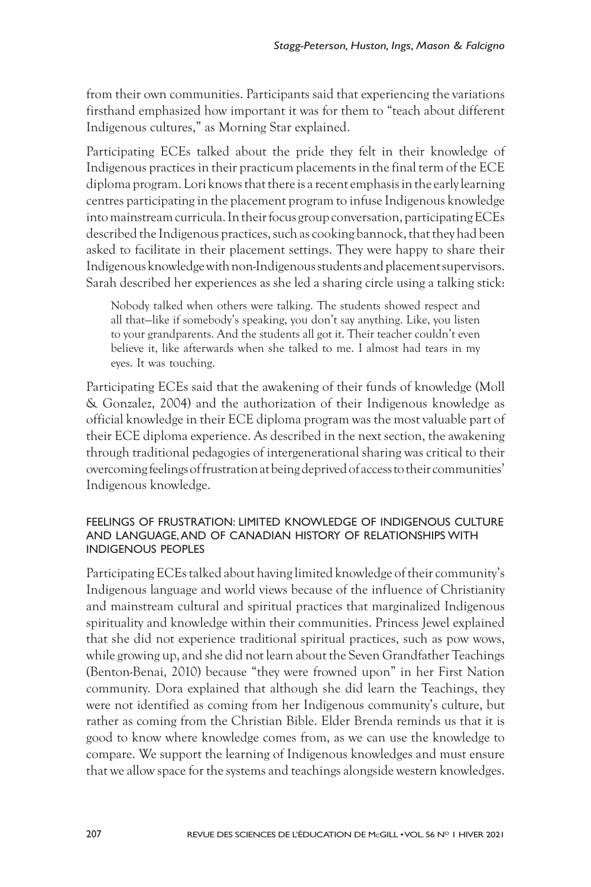from their own communities. Participants said that experiencing the variations firsthand emphasized how important it was for them to "teach about different Indigenous cultures," as Morning Star explained.

Participating ECEs talked about the pride they felt in their knowledge of Indigenous practices in their practicum placements in the final term of the ECE diploma program. Lori knows that there is a recent emphasis in the early learning centres participating in the placement program to infuse Indigenous knowledge into mainstream curricula. In their focus group conversation, participating ECEs described the Indigenous practices, such as cooking bannock, that they had been asked to facilitate in their placement settings. They were happy to share their Indigenous knowledge with non-Indigenous students and placement supervisors. Sarah described her experiences as she led a sharing circle using a talking stick:

> Nobody talked when others were talking. The students showed respect and all that—like if somebody's speaking, you don't say anything. Like, you listen to your grandparents. And the students all got it. Their teacher couldn't even believe it, like afterwards when she talked to me. I almost had tears in my eyes. It was touching.

Participating ECEs said that the awakening of their funds of knowledge (Moll & Gonzalez, 2004) and the authorization of their Indigenous knowledge as official knowledge in their ECE diploma program was the most valuable part of their ECE diploma experience. As described in the next section, the awakening through traditional pedagogies of intergenerational sharing was critical to their overcoming feelings of frustration at being deprived of access to their communities' Indigenous knowledge.

#### FEELINGS OF FRUSTRATION: LIMITED KNOWLEDGE OF INDIGENOUS CULTURE AND LANGUAGE, AND OF CANADIAN HISTORY OF RELATIONSHIPS WITH INDIGENOUS PEOPLES

Participating ECEs talked about having limited knowledge of their community's Indigenous language and world views because of the influence of Christianity and mainstream cultural and spiritual practices that marginalized Indigenous spirituality and knowledge within their communities. Princess Jewel explained that she did not experience traditional spiritual practices, such as pow wows, while growing up, and she did not learn about the Seven Grandfather Teachings (Benton-Benai, 2010) because "they were frowned upon" in her First Nation community. Dora explained that although she did learn the Teachings, they were not identified as coming from her Indigenous community's culture, but rather as coming from the Christian Bible. Elder Brenda reminds us that it is good to know where knowledge comes from, as we can use the knowledge to compare. We support the learning of Indigenous knowledges and must ensure that we allow space for the systems and teachings alongside western knowledges.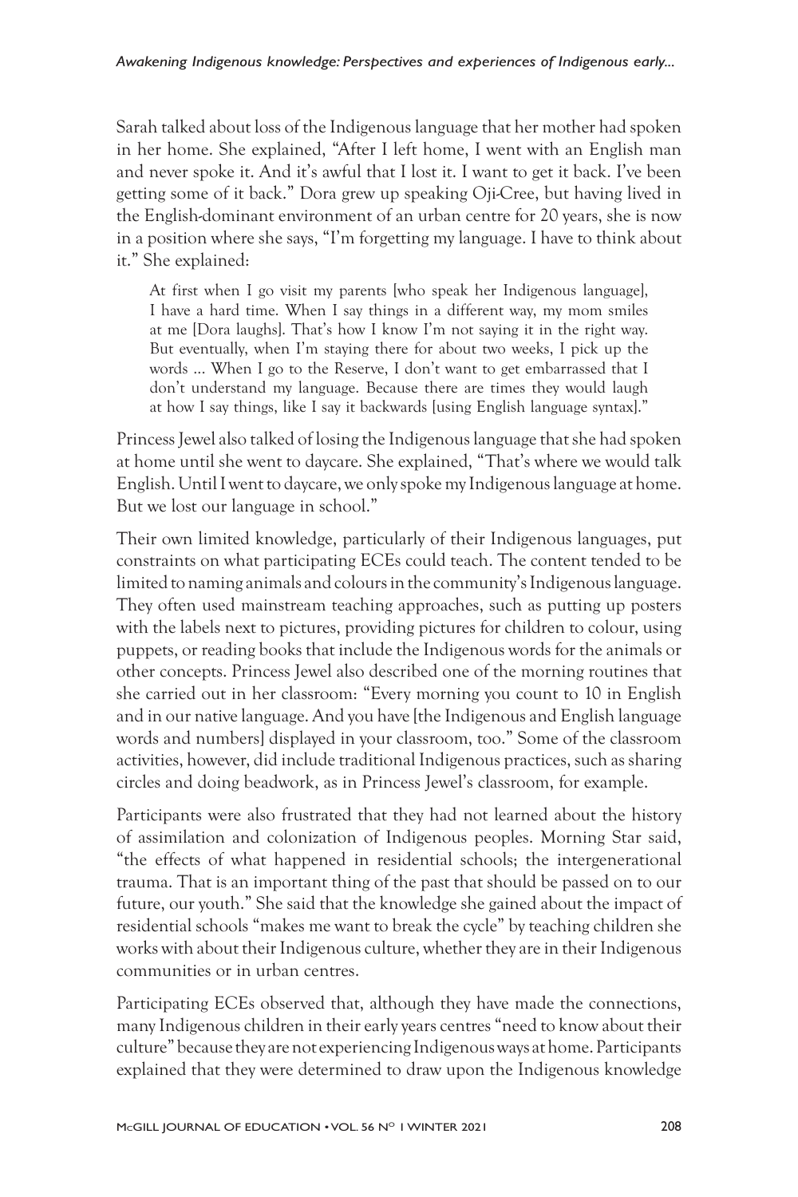Sarah talked about loss of the Indigenous language that her mother had spoken in her home. She explained, "After I left home, I went with an English man and never spoke it. And it's awful that I lost it. I want to get it back. I've been getting some of it back." Dora grew up speaking Oji-Cree, but having lived in the English-dominant environment of an urban centre for 20 years, she is now in a position where she says, "I'm forgetting my language. I have to think about it." She explained:

> At first when I go visit my parents [who speak her Indigenous language], I have a hard time. When I say things in a different way, my mom smiles at me [Dora laughs]. That's how I know I'm not saying it in the right way. But eventually, when I'm staying there for about two weeks, I pick up the words … When I go to the Reserve, I don't want to get embarrassed that I don't understand my language. Because there are times they would laugh at how I say things, like I say it backwards [using English language syntax]."

Princess Jewel also talked of losing the Indigenous language that she had spoken at home until she went to daycare. She explained, "That's where we would talk English. Until I went to daycare, we only spoke my Indigenous language at home. But we lost our language in school."

Their own limited knowledge, particularly of their Indigenous languages, put constraints on what participating ECEs could teach. The content tended to be limited to naming animals and colours in the community's Indigenous language. They often used mainstream teaching approaches, such as putting up posters with the labels next to pictures, providing pictures for children to colour, using puppets, or reading books that include the Indigenous words for the animals or other concepts. Princess Jewel also described one of the morning routines that she carried out in her classroom: "Every morning you count to 10 in English and in our native language. And you have [the Indigenous and English language words and numbers] displayed in your classroom, too." Some of the classroom activities, however, did include traditional Indigenous practices, such as sharing circles and doing beadwork, as in Princess Jewel's classroom, for example.

Participants were also frustrated that they had not learned about the history of assimilation and colonization of Indigenous peoples. Morning Star said, "the effects of what happened in residential schools; the intergenerational trauma. That is an important thing of the past that should be passed on to our future, our youth." She said that the knowledge she gained about the impact of residential schools "makes me want to break the cycle" by teaching children she works with about their Indigenous culture, whether they are in their Indigenous communities or in urban centres.

Participating ECEs observed that, although they have made the connections, many Indigenous children in their early years centres "need to know about their culture" because they are not experiencing Indigenous ways at home. Participants explained that they were determined to draw upon the Indigenous knowledge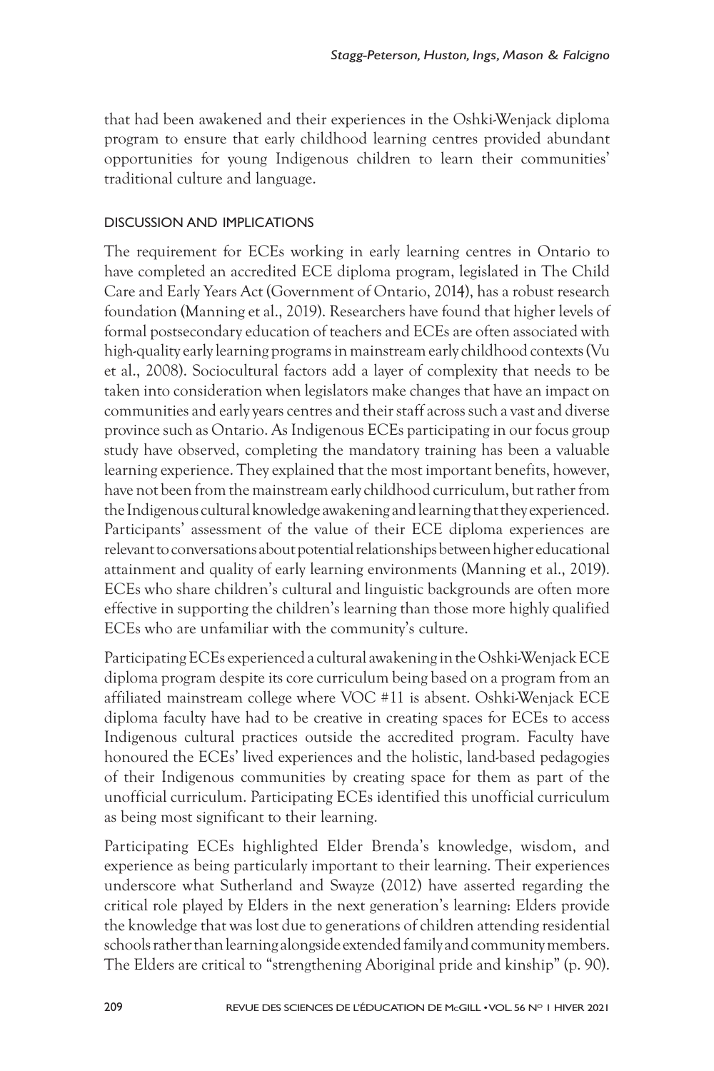that had been awakened and their experiences in the Oshki-Wenjack diploma program to ensure that early childhood learning centres provided abundant opportunities for young Indigenous children to learn their communities' traditional culture and language.

## DISCUSSION AND IMPLICATIONS

The requirement for ECEs working in early learning centres in Ontario to have completed an accredited ECE diploma program, legislated in The Child Care and Early Years Act (Government of Ontario, 2014), has a robust research foundation (Manning et al., 2019). Researchers have found that higher levels of formal postsecondary education of teachers and ECEs are often associated with high-quality early learning programs in mainstream early childhood contexts (Vu et al., 2008). Sociocultural factors add a layer of complexity that needs to be taken into consideration when legislators make changes that have an impact on communities and early years centres and their staff across such a vast and diverse province such as Ontario. As Indigenous ECEs participating in our focus group study have observed, completing the mandatory training has been a valuable learning experience. They explained that the most important benefits, however, have not been from the mainstream early childhood curriculum, but rather from the Indigenous cultural knowledge awakening and learning that they experienced. Participants' assessment of the value of their ECE diploma experiences are relevant to conversations about potential relationships between higher educational attainment and quality of early learning environments (Manning et al., 2019). ECEs who share children's cultural and linguistic backgrounds are often more effective in supporting the children's learning than those more highly qualified ECEs who are unfamiliar with the community's culture.

Participating ECEs experienced a cultural awakening in the Oshki-Wenjack ECE diploma program despite its core curriculum being based on a program from an affiliated mainstream college where VOC #11 is absent. Oshki-Wenjack ECE diploma faculty have had to be creative in creating spaces for ECEs to access Indigenous cultural practices outside the accredited program. Faculty have honoured the ECEs' lived experiences and the holistic, land-based pedagogies of their Indigenous communities by creating space for them as part of the unofficial curriculum. Participating ECEs identified this unofficial curriculum as being most significant to their learning.

Participating ECEs highlighted Elder Brenda's knowledge, wisdom, and experience as being particularly important to their learning. Their experiences underscore what Sutherland and Swayze (2012) have asserted regarding the critical role played by Elders in the next generation's learning: Elders provide the knowledge that was lost due to generations of children attending residential schools rather than learning alongside extended family and community members. The Elders are critical to "strengthening Aboriginal pride and kinship" (p. 90).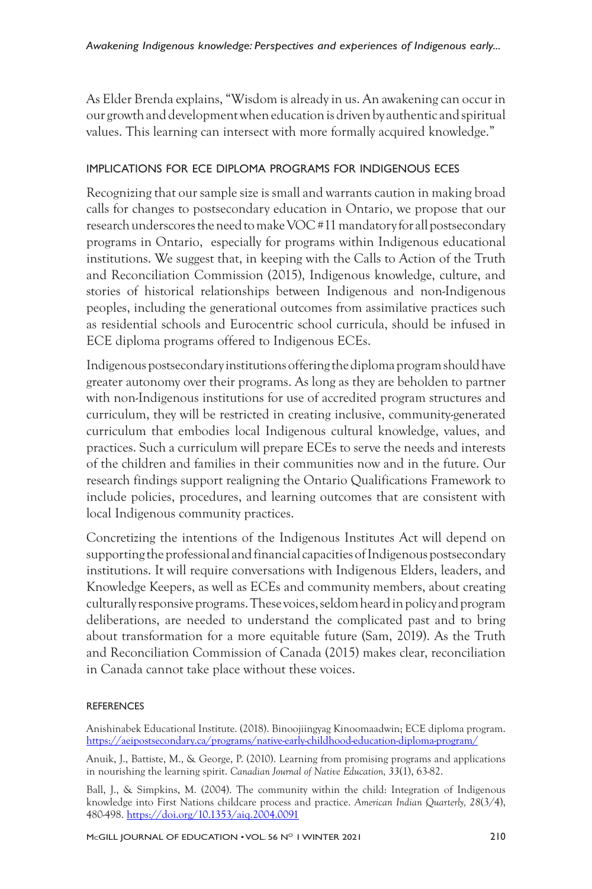As Elder Brenda explains, "Wisdom is already in us. An awakening can occur in our growth and development when education is driven by authentic and spiritual values. This learning can intersect with more formally acquired knowledge."

## IMPLICATIONS FOR ECE DIPLOMA PROGRAMS FOR INDIGENOUS ECES

Recognizing that our sample size is small and warrants caution in making broad calls for changes to postsecondary education in Ontario, we propose that our research underscores the need to make VOC #11 mandatory for all postsecondary programs in Ontario, especially for programs within Indigenous educational institutions. We suggest that, in keeping with the Calls to Action of the Truth and Reconciliation Commission (2015), Indigenous knowledge, culture, and stories of historical relationships between Indigenous and non-Indigenous peoples, including the generational outcomes from assimilative practices such as residential schools and Eurocentric school curricula, should be infused in ECE diploma programs offered to Indigenous ECEs.

Indigenous postsecondary institutions offering the diploma program should have greater autonomy over their programs. As long as they are beholden to partner with non-Indigenous institutions for use of accredited program structures and curriculum, they will be restricted in creating inclusive, community-generated curriculum that embodies local Indigenous cultural knowledge, values, and practices. Such a curriculum will prepare ECEs to serve the needs and interests of the children and families in their communities now and in the future. Our research findings support realigning the Ontario Qualifications Framework to include policies, procedures, and learning outcomes that are consistent with local Indigenous community practices.

Concretizing the intentions of the Indigenous Institutes Act will depend on supporting the professional and financial capacities of Indigenous postsecondary institutions. It will require conversations with Indigenous Elders, leaders, and Knowledge Keepers, as well as ECEs and community members, about creating culturally responsive programs. These voices, seldom heard in policy and program deliberations, are needed to understand the complicated past and to bring about transformation for a more equitable future (Sam, 2019). As the Truth and Reconciliation Commission of Canada (2015) makes clear, reconciliation in Canada cannot take place without these voices.

## REFERENCES

Anishinabek Educational Institute. (2018). Binoojiingyag Kinoomaadwin; ECE diploma program. https://aeipostsecondary.ca/programs/native-early-childhood-education-diploma-program/

Anuik, J., Battiste, M., & George, P. (2010). Learning from promising programs and applications in nourishing the learning spirit. *Canadian Journal of Native Education, 33*(1), 63-82.

Ball, J., & Simpkins, M. (2004). The community within the child: Integration of Indigenous knowledge into First Nations childcare process and practice. *American Indian Quarterly, 28*(3/4), 480-498. https://doi.org/10.1353/aiq.2004.0091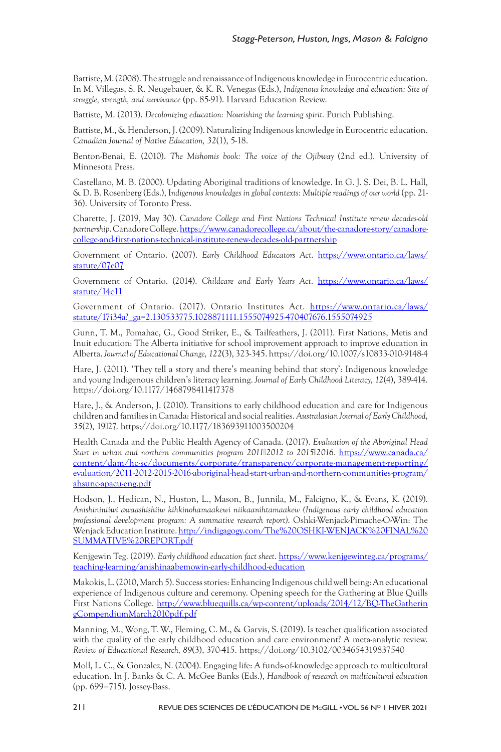Battiste, M. (2008). The struggle and renaissance of Indigenous knowledge in Eurocentric education. In M. Villegas, S. R. Neugebauer, & K. R. Venegas (Eds.), *Indigenous knowledge and education: Site of struggle, strength, and survivance* (pp. 85-91). Harvard Education Review.

Battiste, M. (2013). *Decolonizing education: Nourishing the learning spirit.* Purich Publishing.

Battiste, M., & Henderson, J. (2009). Naturalizing Indigenous knowledge in Eurocentric education. *Canadian Journal of Native Education, 32*(1), 5-18.

Benton-Benai, E. (2010). *The Mishomis book: The voice of the Ojibway* (2nd ed.). University of Minnesota Press.

Castellano, M. B. (2000). Updating Aboriginal traditions of knowledge. In G. J. S. Dei, B. L. Hall, & D. B. Rosenberg (Eds.), I*ndigenous knowledges in global contexts: Multiple readings of our world* (pp. 21-36). University of Toronto Press.

Charette, J. (2019, May 30). *Canadore College and First Nations Technical Institute renew decades-old partnership*. Canadore College. https://www.canadorecollege.ca/about/the-canadore-story/canadore-college-and-first-nations-technical-institute-renew-decades-old-partnership

Government of Ontario. (2007). *Early Childhood Educators Act.* https://www.ontario.ca/laws/statute/07e07

Government of Ontario. (2014). *Childcare and Early Years Act*. https://www.ontario.ca/laws/statute/14c11

Government of Ontario. (2017). Ontario Institutes Act. https://www.ontario.ca/laws/statute/17i34a?_ga=2.130533775.1028871111.1555074925-470407676.1555074925

Gunn, T. M., Pomahac, G., Good Striker, E., & Tailfeathers, J. (2011). First Nations, Metis and Inuit education: The Alberta initiative for school improvement approach to improve education in Alberta. *Journal of Educational Change, 122*(3), 323-345. https://doi.org/10.1007/s10833-010-9148-4

Hare, J. (2011). 'They tell a story and there's meaning behind that story': Indigenous knowledge and young Indigenous children's literacy learning. *Journal of Early Childhood Literacy, 12*(4), 389-414. https://doi.org/10.1177/1468798411417378

Hare, J., & Anderson, J. (2010). Transitions to early childhood education and care for Indigenous children and families in Canada: Historical and social realities. *Australasian Journal of Early Childhood, 35*(2), 19–27. https://doi.org/10.1177/183693911003500204

Health Canada and the Public Health Agency of Canada. (2017). *Evaluation of the Aboriginal Head Start in urban and northern communities program 2011–2012 to 2015–2016*. https://www.canada.ca/content/dam/hc-sc/documents/corporate/transparency/corporate-management-reporting/evaluation/2011-2012-2015-2016-aboriginal-head-start-urban-and-northern-communities-program/ahsunc-apacu-eng.pdf

Hodson, J., Hedican, N., Huston, L., Mason, B., Junnila, M., Falcigno, K., & Evans, K. (2019). *Anishininiiwi awaashishiiw kihkinohamaakewi niikaanihtamaakew (Indigenous early childhood education professional development program: A summative research report)*. Oshki-Wenjack-Pimache-O-Win: The Wenjack Education Institute. http://indigagogy.com/The%20OSHKI-WENJACK%20FINAL%20SUMMATIVE%20REPORT.pdf

Kenjgewin Teg. (2019). *Early childhood education fact sheet*. https://www.kenjgewinteg.ca/programs/teaching-learning/anishinaabemowin-early-childhood-education

Makokis, L. (2010, March 5). Success stories: Enhancing Indigenous child well being: An educational experience of Indigenous culture and ceremony. Opening speech for the Gathering at Blue Quills First Nations College. http://www.bluequills.ca/wp-content/uploads/2014/12/BQ-TheGatheringCompendiumMarch2010pdf.pdf

Manning, M., Wong, T. W., Fleming, C. M., & Garvis, S. (2019). Is teacher qualification associated with the quality of the early childhood education and care environment? A meta-analytic review. *Review of Educational Research, 89*(3), 370-415. https://doi.org/10.3102/0034654319837540

Moll, L. C., & Gonzalez, N. (2004). Engaging life: A funds-of-knowledge approach to multicultural education. In J. Banks & C. A. McGee Banks (Eds.), *Handbook of research on multicultural education* (pp. 699—715). Jossey-Bass.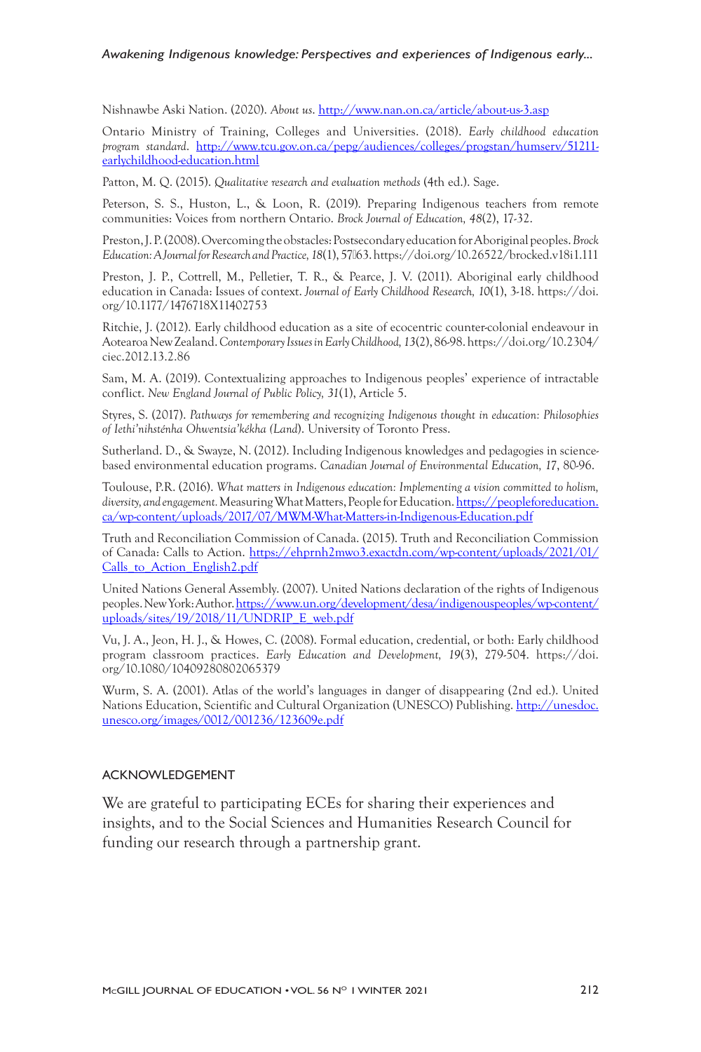Nishnawbe Aski Nation. (2020). *About us*. http://www.nan.on.ca/article/about-us-3.asp

Ontario Ministry of Training, Colleges and Universities. (2018). *Early childhood education program standard*. http://www.tcu.gov.on.ca/pepg/audiences/colleges/progstan/humserv/51211-earlychildhood-education.html

Patton, M. Q. (2015). *Qualitative research and evaluation methods* (4th ed.). Sage.

Peterson, S. S., Huston, L., & Loon, R. (2019). Preparing Indigenous teachers from remote communities: Voices from northern Ontario. *Brock Journal of Education, 48*(2), 17-32.

Preston, J. P. (2008). Overcoming the obstacles: Postsecondary education for Aboriginal peoples. *Brock Education: A Journal for Research and Practice, 18*(1), 57–63. https://doi.org/10.26522/brocked.v18i1.111

Preston, J. P., Cottrell, M., Pelletier, T. R., & Pearce, J. V. (2011). Aboriginal early childhood education in Canada: Issues of context. *Journal of Early Childhood Research, 10*(1), 3-18. https://doi.org/10.1177/1476718X11402753

Ritchie, J. (2012). Early childhood education as a site of ecocentric counter-colonial endeavour in Aotearoa New Zealand. *Contemporary Issues in Early Childhood, 13*(2), 86-98. https://doi.org/10.2304/ciec.2012.13.2.86

Sam, M. A. (2019). Contextualizing approaches to Indigenous peoples' experience of intractable conflict. *New England Journal of Public Policy, 31*(1), Article 5.

Styres, S. (2017). *Pathways for remembering and recognizing Indigenous thought in education: Philosophies of Iethi'nihsténha Ohwentsia'kékha (Land)*. University of Toronto Press.

Sutherland. D., & Swayze, N. (2012). Including Indigenous knowledges and pedagogies in science-based environmental education programs. *Canadian Journal of Environmental Education, 17*, 80-96.

Toulouse, P.R. (2016). *What matters in Indigenous education: Implementing a vision committed to holism, diversity, and engagement.* Measuring What Matters, People for Education. https://peopleforeducation.ca/wp-content/uploads/2017/07/MWM-What-Matters-in-Indigenous-Education.pdf

Truth and Reconciliation Commission of Canada. (2015). Truth and Reconciliation Commission of Canada: Calls to Action. https://ehprnh2mwo3.exactdn.com/wp-content/uploads/2021/01/Calls_to_Action_English2.pdf

United Nations General Assembly. (2007). United Nations declaration of the rights of Indigenous peoples. New York: Author. https://www.un.org/development/desa/indigenouspeoples/wp-content/uploads/sites/19/2018/11/UNDRIP_E_web.pdf

Vu, J. A., Jeon, H. J., & Howes, C. (2008). Formal education, credential, or both: Early childhood program classroom practices. *Early Education and Development, 19*(3), 279-504. https://doi.org/10.1080/10409280802065379

Wurm, S. A. (2001). Atlas of the world's languages in danger of disappearing (2nd ed.). United Nations Education, Scientific and Cultural Organization (UNESCO) Publishing. http://unesdoc.unesco.org/images/0012/001236/123609e.pdf

## ACKNOWLEDGEMENT

We are grateful to participating ECEs for sharing their experiences and insights, and to the Social Sciences and Humanities Research Council for funding our research through a partnership grant.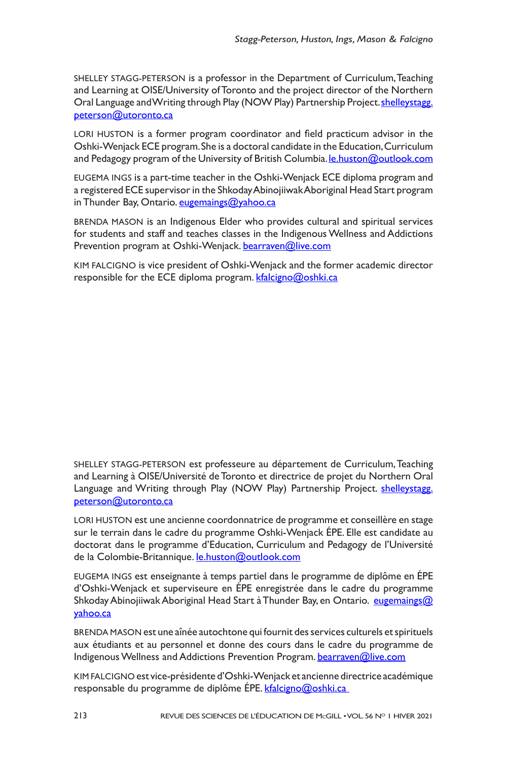SHELLEY STAGG-PETERSON is a professor in the Department of Curriculum, Teaching and Learning at OISE/University of Toronto and the project director of the Northern Oral Language and Writing through Play (NOW Play) Partnership Project. shelleystagg.peterson@utoronto.ca

LORI HUSTON is a former program coordinator and field practicum advisor in the Oshki-Wenjack ECE program. She is a doctoral candidate in the Education, Curriculum and Pedagogy program of the University of British Columbia. le.huston@outlook.com

EUGEMA INGS is a part-time teacher in the Oshki-Wenjack ECE diploma program and a registered ECE supervisor in the Shkoday Abinojiiwak Aboriginal Head Start program in Thunder Bay, Ontario. eugemaings@yahoo.ca

BRENDA MASON is an Indigenous Elder who provides cultural and spiritual services for students and staff and teaches classes in the Indigenous Wellness and Addictions Prevention program at Oshki-Wenjack. bearraven@live.com

KIM FALCIGNO is vice president of Oshki-Wenjack and the former academic director responsible for the ECE diploma program. kfalcigno@oshki.ca

SHELLEY STAGG-PETERSON est professeure au département de Curriculum, Teaching and Learning à OISE/Université de Toronto et directrice de projet du Northern Oral Language and Writing through Play (NOW Play) Partnership Project. shelleystagg.peterson@utoronto.ca

LORI HUSTON est une ancienne coordonnatrice de programme et conseillère en stage sur le terrain dans le cadre du programme Oshki-Wenjack ÉPE. Elle est candidate au doctorat dans le programme d'Education, Curriculum and Pedagogy de l'Université de la Colombie-Britannique. le.huston@outlook.com

EUGEMA INGS est enseignante à temps partiel dans le programme de diplôme en ÉPE d'Oshki-Wenjack et superviseure en ÉPE enregistrée dans le cadre du programme Shkoday Abinojiiwak Aboriginal Head Start à Thunder Bay, en Ontario. eugemaings@yahoo.ca

BRENDA MASON est une aînée autochtone qui fournit des services culturels et spirituels aux étudiants et au personnel et donne des cours dans le cadre du programme de Indigenous Wellness and Addictions Prevention Program. bearraven@live.com

KIM FALCIGNO est vice-présidente d'Oshki-Wenjack et ancienne directrice académique responsable du programme de diplôme ÉPE. kfalcigno@oshki.ca